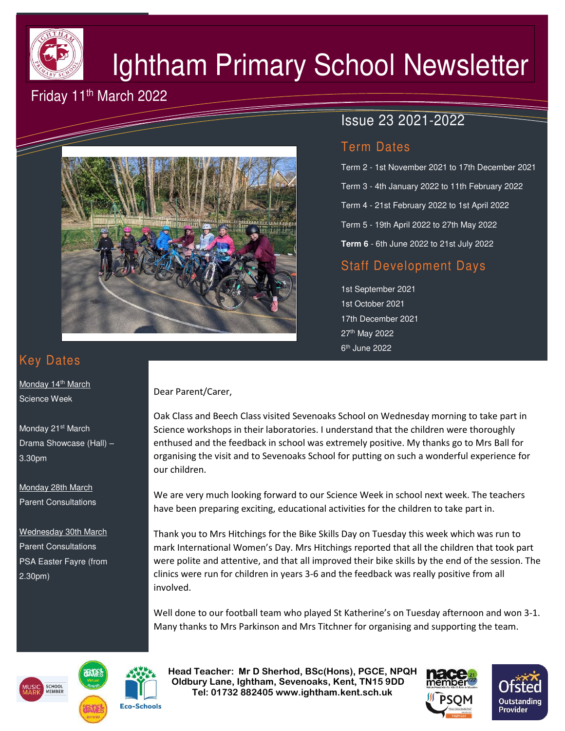# Ightham Primary School Newsletter

Friday 11th March 2022

Issue 23 2021-2022

## Term Dates

Term 2 - 1st November 2021 to 17th December 2021

Term 3 - 4th January 2022 to 11th February 2022

Term 4 - 21st February 2022 to 1st April 2022

Term 5 - 19th April 2022 to 27th May 2022

**Term 6** - 6th June 2022 to 21st July 2022

## Staff Development Days

1st September 2021
1st October 2021
17th December 2021
27th May 2022
6th June 2022

## Key Dates

Monday 14th March
Science Week

Monday 21st March
Drama Showcase (Hall) – 3.30pm

Monday 28th March
Parent Consultations

Wednesday 30th March
Parent Consultations
PSA Easter Fayre (from 2.30pm)

Dear Parent/Carer,

Oak Class and Beech Class visited Sevenoaks School on Wednesday morning to take part in Science workshops in their laboratories. I understand that the children were thoroughly enthused and the feedback in school was extremely positive. My thanks go to Mrs Ball for organising the visit and to Sevenoaks School for putting on such a wonderful experience for our children.

We are very much looking forward to our Science Week in school next week. The teachers have been preparing exciting, educational activities for the children to take part in.

Thank you to Mrs Hitchings for the Bike Skills Day on Tuesday this week which was run to mark International Women's Day. Mrs Hitchings reported that all the children that took part were polite and attentive, and that all improved their bike skills by the end of the session. The clinics were run for children in years 3-6 and the feedback was really positive from all involved.

Well done to our football team who played St Katherine's on Tuesday afternoon and won 3-1. Many thanks to Mrs Parkinson and Mrs Titchner for organising and supporting the team.

**Head Teacher: Mr D Sherhod, BSc(Hons), PGCE, NPQH**
**Oldbury Lane, Ightham, Sevenoaks, Kent, TN15 9DD**
**Tel: 01732 882405 www.ightham.kent.sch.uk**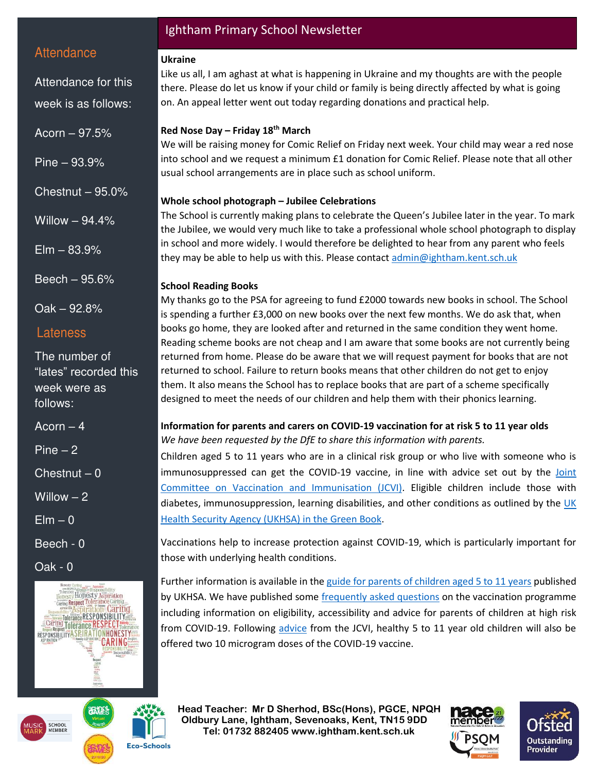# Ightham Primary School Newsletter

## Attendance

Attendance for this week is as follows:

Acorn – 97.5%

Pine – 93.9%

Chestnut – 95.0%

Willow – 94.4%

Elm – 83.9%

Beech – 95.6%

Oak – 92.8%

## Lateness

The number of "lates" recorded this week were as follows:

Acorn – 4

Pine – 2

Chestnut – 0

Willow – 2

Elm – 0

Beech - 0

Oak - 0

**Ukraine**

Like us all, I am aghast at what is happening in Ukraine and my thoughts are with the people there. Please do let us know if your child or family is being directly affected by what is going on. An appeal letter went out today regarding donations and practical help.

**Red Nose Day – Friday 18th March**

We will be raising money for Comic Relief on Friday next week. Your child may wear a red nose into school and we request a minimum £1 donation for Comic Relief. Please note that all other usual school arrangements are in place such as school uniform.

**Whole school photograph – Jubilee Celebrations**

The School is currently making plans to celebrate the Queen's Jubilee later in the year. To mark the Jubilee, we would very much like to take a professional whole school photograph to display in school and more widely. I would therefore be delighted to hear from any parent who feels they may be able to help us with this. Please contact admin@ightham.kent.sch.uk

**School Reading Books**

My thanks go to the PSA for agreeing to fund £2000 towards new books in school. The School is spending a further £3,000 on new books over the next few months. We do ask that, when books go home, they are looked after and returned in the same condition they went home. Reading scheme books are not cheap and I am aware that some books are not currently being returned from home. Please do be aware that we will request payment for books that are not returned to school. Failure to return books means that other children do not get to enjoy them. It also means the School has to replace books that are part of a scheme specifically designed to meet the needs of our children and help them with their phonics learning.

**Information for parents and carers on COVID-19 vaccination for at risk 5 to 11 year olds**

*We have been requested by the DfE to share this information with parents.*

Children aged 5 to 11 years who are in a clinical risk group or who live with someone who is immunosuppressed can get the COVID-19 vaccine, in line with advice set out by the Joint Committee on Vaccination and Immunisation (JCVI). Eligible children include those with diabetes, immunosuppression, learning disabilities, and other conditions as outlined by the UK Health Security Agency (UKHSA) in the Green Book.

Vaccinations help to increase protection against COVID-19, which is particularly important for those with underlying health conditions.

Further information is available in the guide for parents of children aged 5 to 11 years published by UKHSA. We have published some frequently asked questions on the vaccination programme including information on eligibility, accessibility and advice for parents of children at high risk from COVID-19. Following advice from the JCVI, healthy 5 to 11 year old children will also be offered two 10 microgram doses of the COVID-19 vaccine.

Head Teacher: Mr D Sherhod, BSc(Hons), PGCE, NPQH
Oldbury Lane, Ightham, Sevenoaks, Kent, TN15 9DD
Tel: 01732 882405 www.ightham.kent.sch.uk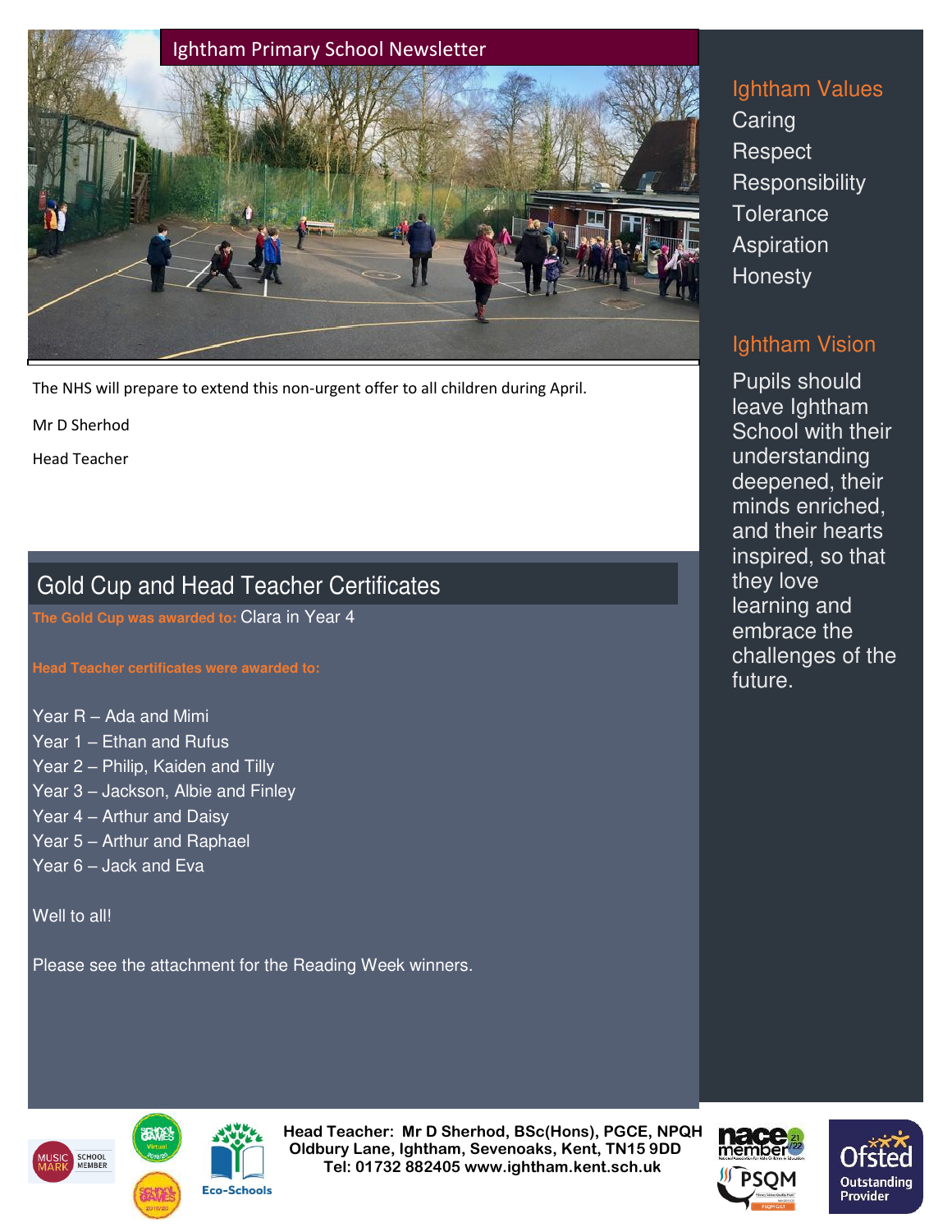Ightham Primary School Newsletter

The NHS will prepare to extend this non-urgent offer to all children during April.

Mr D Sherhod

Head Teacher

## Gold Cup and Head Teacher Certificates

**The Gold Cup was awarded to:** Clara in Year 4

**Head Teacher certificates were awarded to:**

Year R – Ada and Mimi
Year 1 – Ethan and Rufus
Year 2 – Philip, Kaiden and Tilly
Year 3 – Jackson, Albie and Finley
Year 4 – Arthur and Daisy
Year 5 – Arthur and Raphael
Year 6 – Jack and Eva

Well to all!

Please see the attachment for the Reading Week winners.

## Ightham Values

Caring
Respect
Responsibility
Tolerance
Aspiration
Honesty

## Ightham Vision

Pupils should leave Ightham School with their understanding deepened, their minds enriched, and their hearts inspired, so that they love learning and embrace the challenges of the future.

**Head Teacher: Mr D Sherhod, BSc(Hons), PGCE, NPQH**
**Oldbury Lane, Ightham, Sevenoaks, Kent, TN15 9DD**
**Tel: 01732 882405 www.ightham.kent.sch.uk**